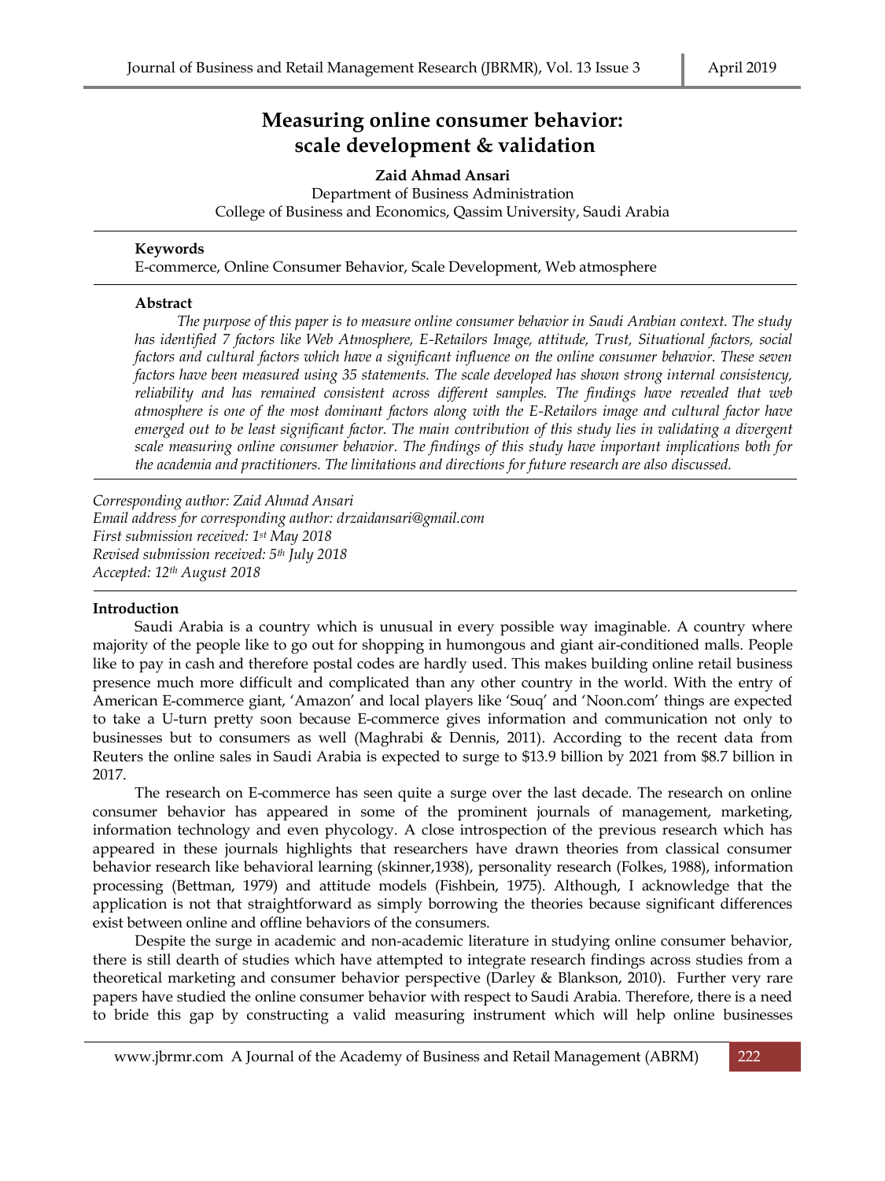# Measuring online consumer behavior: scale development & validation

**Zaid Ahmad Ansari**

Department of Business Administration
College of Business and Economics, Qassim University, Saudi Arabia

**Keywords**

E-commerce, Online Consumer Behavior, Scale Development, Web atmosphere

**Abstract**

*The purpose of this paper is to measure online consumer behavior in Saudi Arabian context. The study has identified 7 factors like Web Atmosphere, E-Retailors Image, attitude, Trust, Situational factors, social factors and cultural factors which have a significant influence on the online consumer behavior. These seven factors have been measured using 35 statements. The scale developed has shown strong internal consistency, reliability and has remained consistent across different samples. The findings have revealed that web atmosphere is one of the most dominant factors along with the E-Retailors image and cultural factor have emerged out to be least significant factor. The main contribution of this study lies in validating a divergent scale measuring online consumer behavior. The findings of this study have important implications both for the academia and practitioners. The limitations and directions for future research are also discussed.*

*Corresponding author: Zaid Ahmad Ansari*
*Email address for corresponding author: drzaidansari@gmail.com*
*First submission received: 1st May 2018*
*Revised submission received: 5th July 2018*
*Accepted: 12th August 2018*

## Introduction

Saudi Arabia is a country which is unusual in every possible way imaginable. A country where majority of the people like to go out for shopping in humongous and giant air-conditioned malls. People like to pay in cash and therefore postal codes are hardly used. This makes building online retail business presence much more difficult and complicated than any other country in the world. With the entry of American E-commerce giant, 'Amazon' and local players like 'Souq' and 'Noon.com' things are expected to take a U-turn pretty soon because E-commerce gives information and communication not only to businesses but to consumers as well (Maghrabi & Dennis, 2011). According to the recent data from Reuters the online sales in Saudi Arabia is expected to surge to $13.9 billion by 2021 from $8.7 billion in 2017.

The research on E-commerce has seen quite a surge over the last decade. The research on online consumer behavior has appeared in some of the prominent journals of management, marketing, information technology and even phycology. A close introspection of the previous research which has appeared in these journals highlights that researchers have drawn theories from classical consumer behavior research like behavioral learning (skinner,1938), personality research (Folkes, 1988), information processing (Bettman, 1979) and attitude models (Fishbein, 1975). Although, I acknowledge that the application is not that straightforward as simply borrowing the theories because significant differences exist between online and offline behaviors of the consumers.

Despite the surge in academic and non-academic literature in studying online consumer behavior, there is still dearth of studies which have attempted to integrate research findings across studies from a theoretical marketing and consumer behavior perspective (Darley & Blankson, 2010). Further very rare papers have studied the online consumer behavior with respect to Saudi Arabia. Therefore, there is a need to bride this gap by constructing a valid measuring instrument which will help online businesses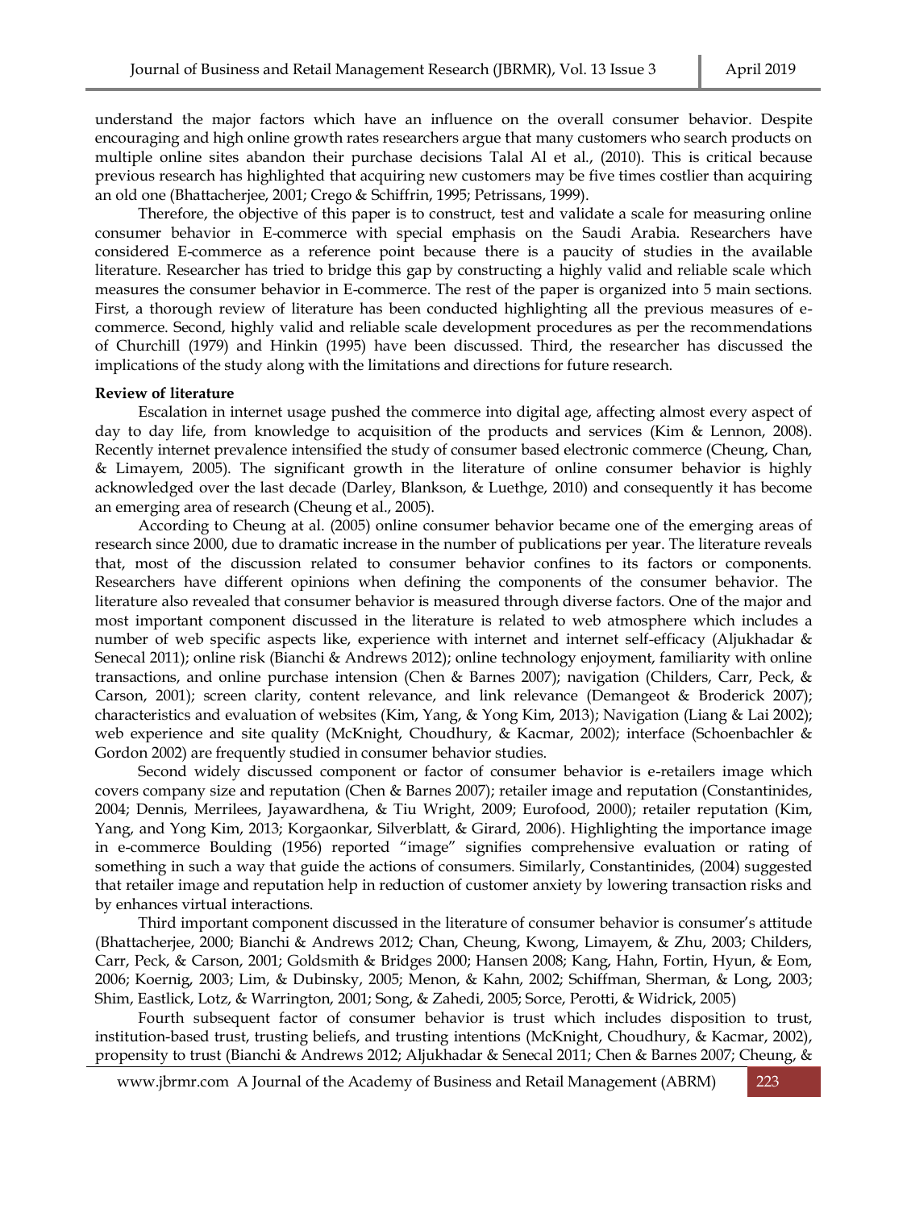understand the major factors which have an influence on the overall consumer behavior. Despite encouraging and high online growth rates researchers argue that many customers who search products on multiple online sites abandon their purchase decisions Talal Al et al., (2010). This is critical because previous research has highlighted that acquiring new customers may be five times costlier than acquiring an old one (Bhattacherjee, 2001; Crego & Schiffrin, 1995; Petrissans, 1999).

Therefore, the objective of this paper is to construct, test and validate a scale for measuring online consumer behavior in E-commerce with special emphasis on the Saudi Arabia. Researchers have considered E-commerce as a reference point because there is a paucity of studies in the available literature. Researcher has tried to bridge this gap by constructing a highly valid and reliable scale which measures the consumer behavior in E-commerce. The rest of the paper is organized into 5 main sections. First, a thorough review of literature has been conducted highlighting all the previous measures of e-commerce. Second, highly valid and reliable scale development procedures as per the recommendations of Churchill (1979) and Hinkin (1995) have been discussed. Third, the researcher has discussed the implications of the study along with the limitations and directions for future research.

**Review of literature**

Escalation in internet usage pushed the commerce into digital age, affecting almost every aspect of day to day life, from knowledge to acquisition of the products and services (Kim & Lennon, 2008). Recently internet prevalence intensified the study of consumer based electronic commerce (Cheung, Chan, & Limayem, 2005). The significant growth in the literature of online consumer behavior is highly acknowledged over the last decade (Darley, Blankson, & Luethge, 2010) and consequently it has become an emerging area of research (Cheung et al., 2005).

According to Cheung at al. (2005) online consumer behavior became one of the emerging areas of research since 2000, due to dramatic increase in the number of publications per year. The literature reveals that, most of the discussion related to consumer behavior confines to its factors or components. Researchers have different opinions when defining the components of the consumer behavior. The literature also revealed that consumer behavior is measured through diverse factors. One of the major and most important component discussed in the literature is related to web atmosphere which includes a number of web specific aspects like, experience with internet and internet self-efficacy (Aljukhadar & Senecal 2011); online risk (Bianchi & Andrews 2012); online technology enjoyment, familiarity with online transactions, and online purchase intension (Chen & Barnes 2007); navigation (Childers, Carr, Peck, & Carson, 2001); screen clarity, content relevance, and link relevance (Demangeot & Broderick 2007); characteristics and evaluation of websites (Kim, Yang, & Yong Kim, 2013); Navigation (Liang & Lai 2002); web experience and site quality (McKnight, Choudhury, & Kacmar, 2002); interface (Schoenbachler & Gordon 2002) are frequently studied in consumer behavior studies.

Second widely discussed component or factor of consumer behavior is e-retailers image which covers company size and reputation (Chen & Barnes 2007); retailer image and reputation (Constantinides, 2004; Dennis, Merrilees, Jayawardhena, & Tiu Wright, 2009; Eurofood, 2000); retailer reputation (Kim, Yang, and Yong Kim, 2013; Korgaonkar, Silverblatt, & Girard, 2006). Highlighting the importance image in e-commerce Boulding (1956) reported "image" signifies comprehensive evaluation or rating of something in such a way that guide the actions of consumers. Similarly, Constantinides, (2004) suggested that retailer image and reputation help in reduction of customer anxiety by lowering transaction risks and by enhances virtual interactions.

Third important component discussed in the literature of consumer behavior is consumer's attitude (Bhattacherjee, 2000; Bianchi & Andrews 2012; Chan, Cheung, Kwong, Limayem, & Zhu, 2003; Childers, Carr, Peck, & Carson, 2001; Goldsmith & Bridges 2000; Hansen 2008; Kang, Hahn, Fortin, Hyun, & Eom, 2006; Koernig, 2003; Lim, & Dubinsky, 2005; Menon, & Kahn, 2002; Schiffman, Sherman, & Long, 2003; Shim, Eastlick, Lotz, & Warrington, 2001; Song, & Zahedi, 2005; Sorce, Perotti, & Widrick, 2005)

Fourth subsequent factor of consumer behavior is trust which includes disposition to trust, institution-based trust, trusting beliefs, and trusting intentions (McKnight, Choudhury, & Kacmar, 2002), propensity to trust (Bianchi & Andrews 2012; Aljukhadar & Senecal 2011; Chen & Barnes 2007; Cheung, &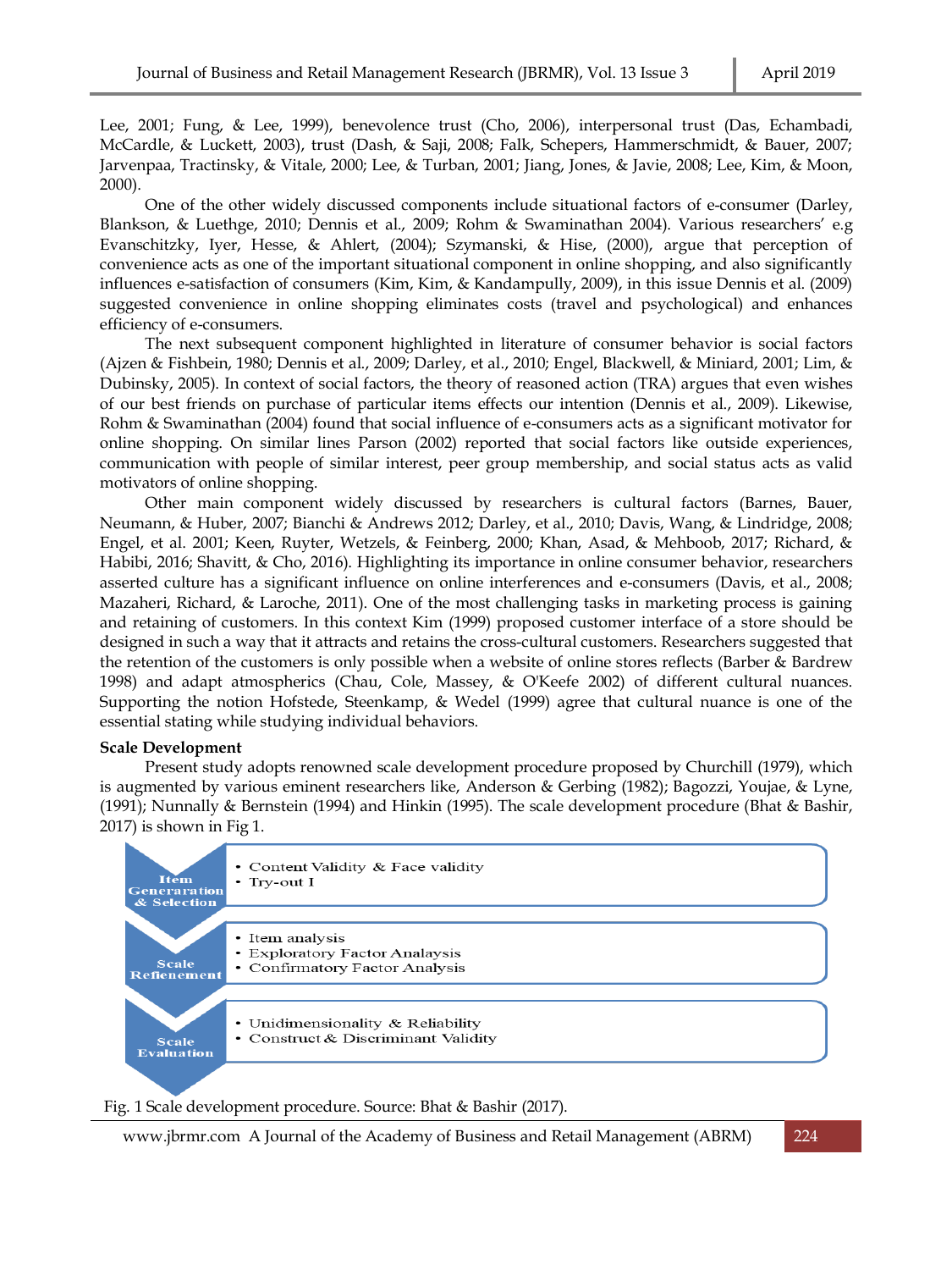Lee, 2001; Fung, & Lee, 1999), benevolence trust (Cho, 2006), interpersonal trust (Das, Echambadi, McCardle, & Luckett, 2003), trust (Dash, & Saji, 2008; Falk, Schepers, Hammerschmidt, & Bauer, 2007; Jarvenpaa, Tractinsky, & Vitale, 2000; Lee, & Turban, 2001; Jiang, Jones, & Javie, 2008; Lee, Kim, & Moon, 2000).

One of the other widely discussed components include situational factors of e-consumer (Darley, Blankson, & Luethge, 2010; Dennis et al., 2009; Rohm & Swaminathan 2004). Various researchers' e.g Evanschitzky, Iyer, Hesse, & Ahlert, (2004); Szymanski, & Hise, (2000), argue that perception of convenience acts as one of the important situational component in online shopping, and also significantly influences e-satisfaction of consumers (Kim, Kim, & Kandampully, 2009), in this issue Dennis et al. (2009) suggested convenience in online shopping eliminates costs (travel and psychological) and enhances efficiency of e-consumers.

The next subsequent component highlighted in literature of consumer behavior is social factors (Ajzen & Fishbein, 1980; Dennis et al., 2009; Darley, et al., 2010; Engel, Blackwell, & Miniard, 2001; Lim, & Dubinsky, 2005). In context of social factors, the theory of reasoned action (TRA) argues that even wishes of our best friends on purchase of particular items effects our intention (Dennis et al., 2009). Likewise, Rohm & Swaminathan (2004) found that social influence of e-consumers acts as a significant motivator for online shopping. On similar lines Parson (2002) reported that social factors like outside experiences, communication with people of similar interest, peer group membership, and social status acts as valid motivators of online shopping.

Other main component widely discussed by researchers is cultural factors (Barnes, Bauer, Neumann, & Huber, 2007; Bianchi & Andrews 2012; Darley, et al., 2010; Davis, Wang, & Lindridge, 2008; Engel, et al. 2001; Keen, Ruyter, Wetzels, & Feinberg, 2000; Khan, Asad, & Mehboob, 2017; Richard, & Habibi, 2016; Shavitt, & Cho, 2016). Highlighting its importance in online consumer behavior, researchers asserted culture has a significant influence on online interferences and e-consumers (Davis, et al., 2008; Mazaheri, Richard, & Laroche, 2011). One of the most challenging tasks in marketing process is gaining and retaining of customers. In this context Kim (1999) proposed customer interface of a store should be designed in such a way that it attracts and retains the cross-cultural customers. Researchers suggested that the retention of the customers is only possible when a website of online stores reflects (Barber & Bardrew 1998) and adapt atmospherics (Chau, Cole, Massey, & O'Keefe 2002) of different cultural nuances. Supporting the notion Hofstede, Steenkamp, & Wedel (1999) agree that cultural nuance is one of the essential stating while studying individual behaviors.

**Scale Development**

Present study adopts renowned scale development procedure proposed by Churchill (1979), which is augmented by various eminent researchers like, Anderson & Gerbing (1982); Bagozzi, Youjae, & Lyne, (1991); Nunnally & Bernstein (1994) and Hinkin (1995). The scale development procedure (Bhat & Bashir, 2017) is shown in Fig 1.

**Item Generaration & Selection**
- Content Validity & Face validity
- Try-out I

**Scale Refienement**
- Item analysis
- Exploratory Factor Analysis
- Confirmatory Factor Analysis

**Scale Evaluation**
- Unidimensionality & Reliability
- Construct & Discriminant Validity

Fig. 1 Scale development procedure. Source: Bhat & Bashir (2017).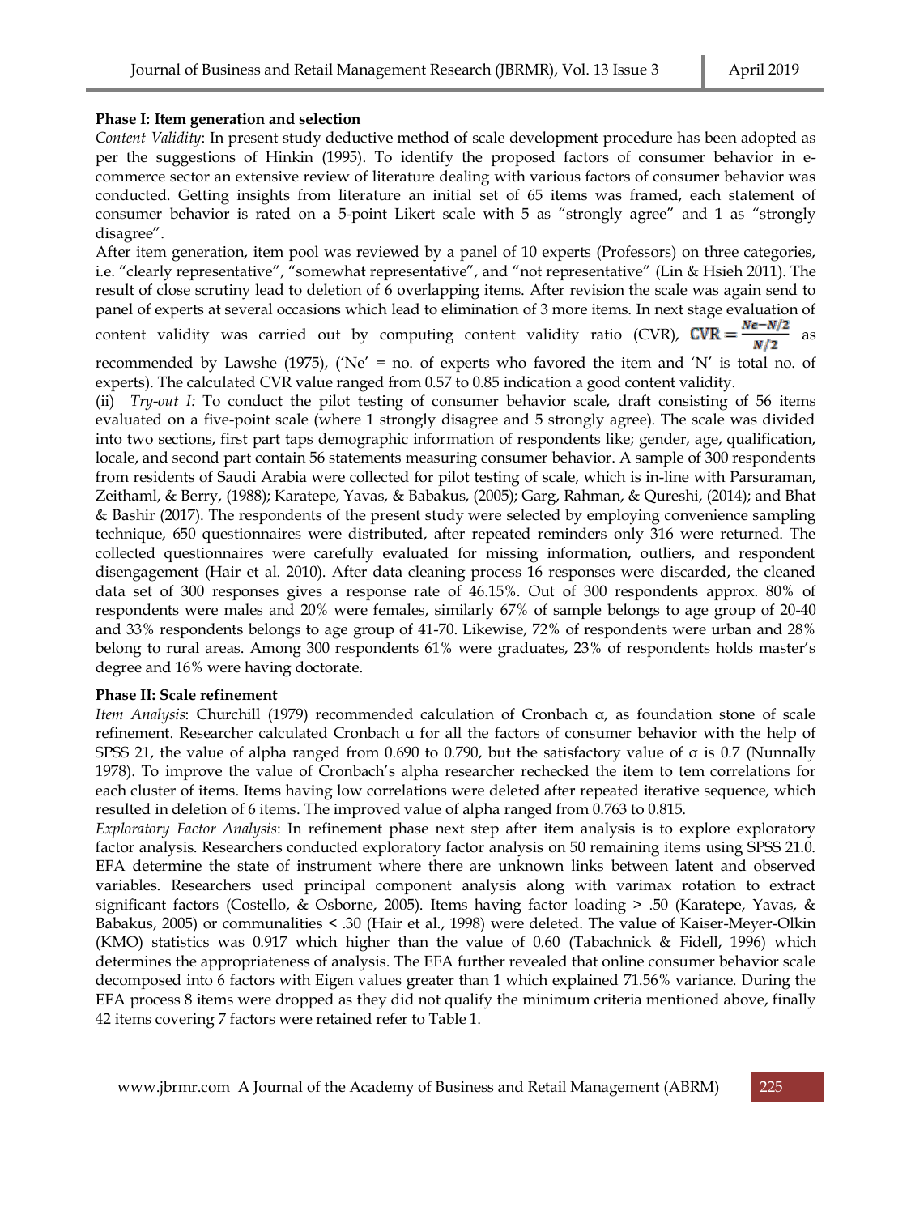**Phase I: Item generation and selection**

*Content Validity*: In present study deductive method of scale development procedure has been adopted as per the suggestions of Hinkin (1995). To identify the proposed factors of consumer behavior in e-commerce sector an extensive review of literature dealing with various factors of consumer behavior was conducted. Getting insights from literature an initial set of 65 items was framed, each statement of consumer behavior is rated on a 5-point Likert scale with 5 as "strongly agree" and 1 as "strongly disagree".

After item generation, item pool was reviewed by a panel of 10 experts (Professors) on three categories, i.e. "clearly representative", "somewhat representative", and "not representative" (Lin & Hsieh 2011). The result of close scrutiny lead to deletion of 6 overlapping items. After revision the scale was again send to panel of experts at several occasions which lead to elimination of 3 more items. In next stage evaluation of content validity was carried out by computing content validity ratio (CVR), $\mathbf{CVR} = \frac{Ne-N/2}{N/2}$ as recommended by Lawshe (1975), ('Ne' = no. of experts who favored the item and 'N' is total no. of experts). The calculated CVR value ranged from 0.57 to 0.85 indication a good content validity.

(ii) *Try-out I:* To conduct the pilot testing of consumer behavior scale, draft consisting of 56 items evaluated on a five-point scale (where 1 strongly disagree and 5 strongly agree). The scale was divided into two sections, first part taps demographic information of respondents like; gender, age, qualification, locale, and second part contain 56 statements measuring consumer behavior. A sample of 300 respondents from residents of Saudi Arabia were collected for pilot testing of scale, which is in-line with Parsuraman, Zeithaml, & Berry, (1988); Karatepe, Yavas, & Babakus, (2005); Garg, Rahman, & Qureshi, (2014); and Bhat & Bashir (2017). The respondents of the present study were selected by employing convenience sampling technique, 650 questionnaires were distributed, after repeated reminders only 316 were returned. The collected questionnaires were carefully evaluated for missing information, outliers, and respondent disengagement (Hair et al. 2010). After data cleaning process 16 responses were discarded, the cleaned data set of 300 responses gives a response rate of 46.15%. Out of 300 respondents approx. 80% of respondents were males and 20% were females, similarly 67% of sample belongs to age group of 20-40 and 33% respondents belongs to age group of 41-70. Likewise, 72% of respondents were urban and 28% belong to rural areas. Among 300 respondents 61% were graduates, 23% of respondents holds master's degree and 16% were having doctorate.

**Phase II: Scale refinement**

*Item Analysis*: Churchill (1979) recommended calculation of Cronbach α, as foundation stone of scale refinement. Researcher calculated Cronbach α for all the factors of consumer behavior with the help of SPSS 21, the value of alpha ranged from 0.690 to 0.790, but the satisfactory value of α is 0.7 (Nunnally 1978). To improve the value of Cronbach's alpha researcher rechecked the item to tem correlations for each cluster of items. Items having low correlations were deleted after repeated iterative sequence, which resulted in deletion of 6 items. The improved value of alpha ranged from 0.763 to 0.815.

*Exploratory Factor Analysis*: In refinement phase next step after item analysis is to explore exploratory factor analysis. Researchers conducted exploratory factor analysis on 50 remaining items using SPSS 21.0. EFA determine the state of instrument where there are unknown links between latent and observed variables. Researchers used principal component analysis along with varimax rotation to extract significant factors (Costello, & Osborne, 2005). Items having factor loading > .50 (Karatepe, Yavas, & Babakus, 2005) or communalities < .30 (Hair et al., 1998) were deleted. The value of Kaiser-Meyer-Olkin (KMO) statistics was 0.917 which higher than the value of 0.60 (Tabachnick & Fidell, 1996) which determines the appropriateness of analysis. The EFA further revealed that online consumer behavior scale decomposed into 6 factors with Eigen values greater than 1 which explained 71.56% variance. During the EFA process 8 items were dropped as they did not qualify the minimum criteria mentioned above, finally 42 items covering 7 factors were retained refer to Table 1.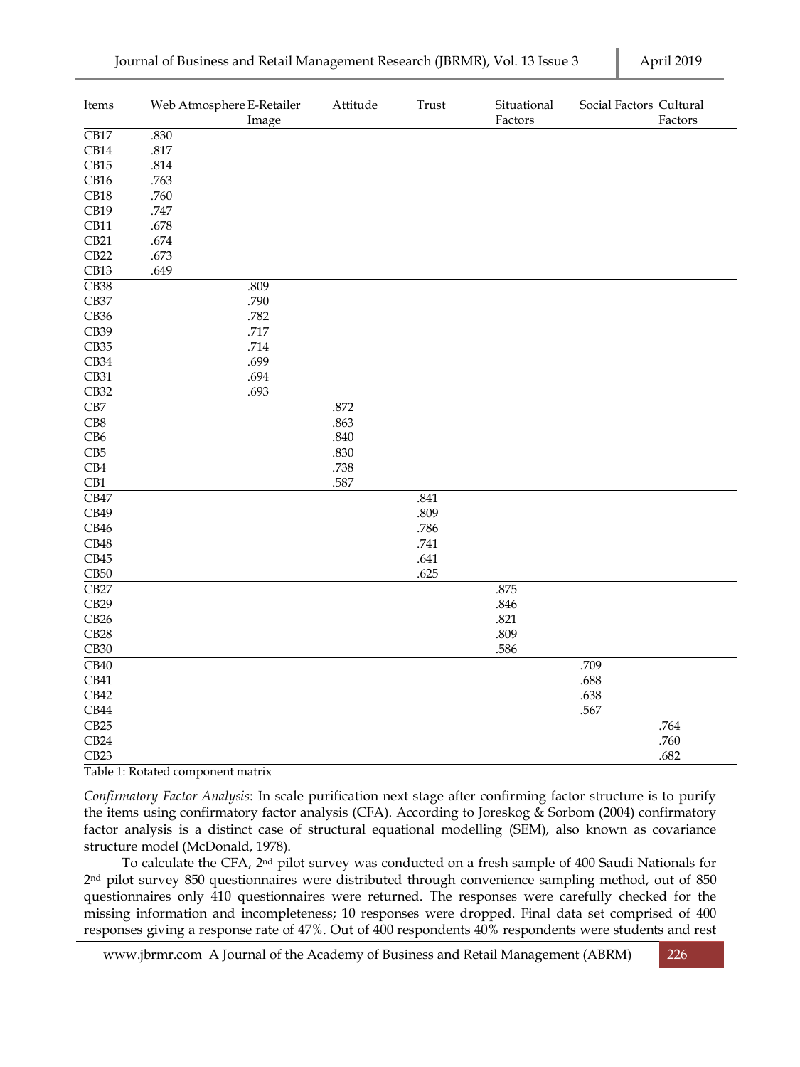| Items | Web Atmosphere | E-Retailer Image | Attitude | Trust | Situational Factors | Social Factors | Cultural Factors |
|---|---|---|---|---|---|---|---|
| CB17 | .830 | | | | | | |
| CB14 | .817 | | | | | | |
| CB15 | .814 | | | | | | |
| CB16 | .763 | | | | | | |
| CB18 | .760 | | | | | | |
| CB19 | .747 | | | | | | |
| CB11 | .678 | | | | | | |
| CB21 | .674 | | | | | | |
| CB22 | .673 | | | | | | |
| CB13 | .649 | | | | | | |
| CB38 | | .809 | | | | | |
| CB37 | | .790 | | | | | |
| CB36 | | .782 | | | | | |
| CB39 | | .717 | | | | | |
| CB35 | | .714 | | | | | |
| CB34 | | .699 | | | | | |
| CB31 | | .694 | | | | | |
| CB32 | | .693 | | | | | |
| CB7 | | | .872 | | | | |
| CB8 | | | .863 | | | | |
| CB6 | | | .840 | | | | |
| CB5 | | | .830 | | | | |
| CB4 | | | .738 | | | | |
| CB1 | | | .587 | | | | |
| CB47 | | | | .841 | | | |
| CB49 | | | | .809 | | | |
| CB46 | | | | .786 | | | |
| CB48 | | | | .741 | | | |
| CB45 | | | | .641 | | | |
| CB50 | | | | .625 | | | |
| CB27 | | | | | .875 | | |
| CB29 | | | | | .846 | | |
| CB26 | | | | | .821 | | |
| CB28 | | | | | .809 | | |
| CB30 | | | | | .586 | | |
| CB40 | | | | | | .709 | |
| CB41 | | | | | | .688 | |
| CB42 | | | | | | .638 | |
| CB44 | | | | | | .567 | |
| CB25 | | | | | | | .764 |
| CB24 | | | | | | | .760 |
| CB23 | | | | | | | .682 |

Table 1: Rotated component matrix

*Confirmatory Factor Analysis*: In scale purification next stage after confirming factor structure is to purify the items using confirmatory factor analysis (CFA). According to Joreskog & Sorbom (2004) confirmatory factor analysis is a distinct case of structural equational modelling (SEM), also known as covariance structure model (McDonald, 1978).

To calculate the CFA, 2nd pilot survey was conducted on a fresh sample of 400 Saudi Nationals for 2nd pilot survey 850 questionnaires were distributed through convenience sampling method, out of 850 questionnaires only 410 questionnaires were returned. The responses were carefully checked for the missing information and incompleteness; 10 responses were dropped. Final data set comprised of 400 responses giving a response rate of 47%. Out of 400 respondents 40% respondents were students and rest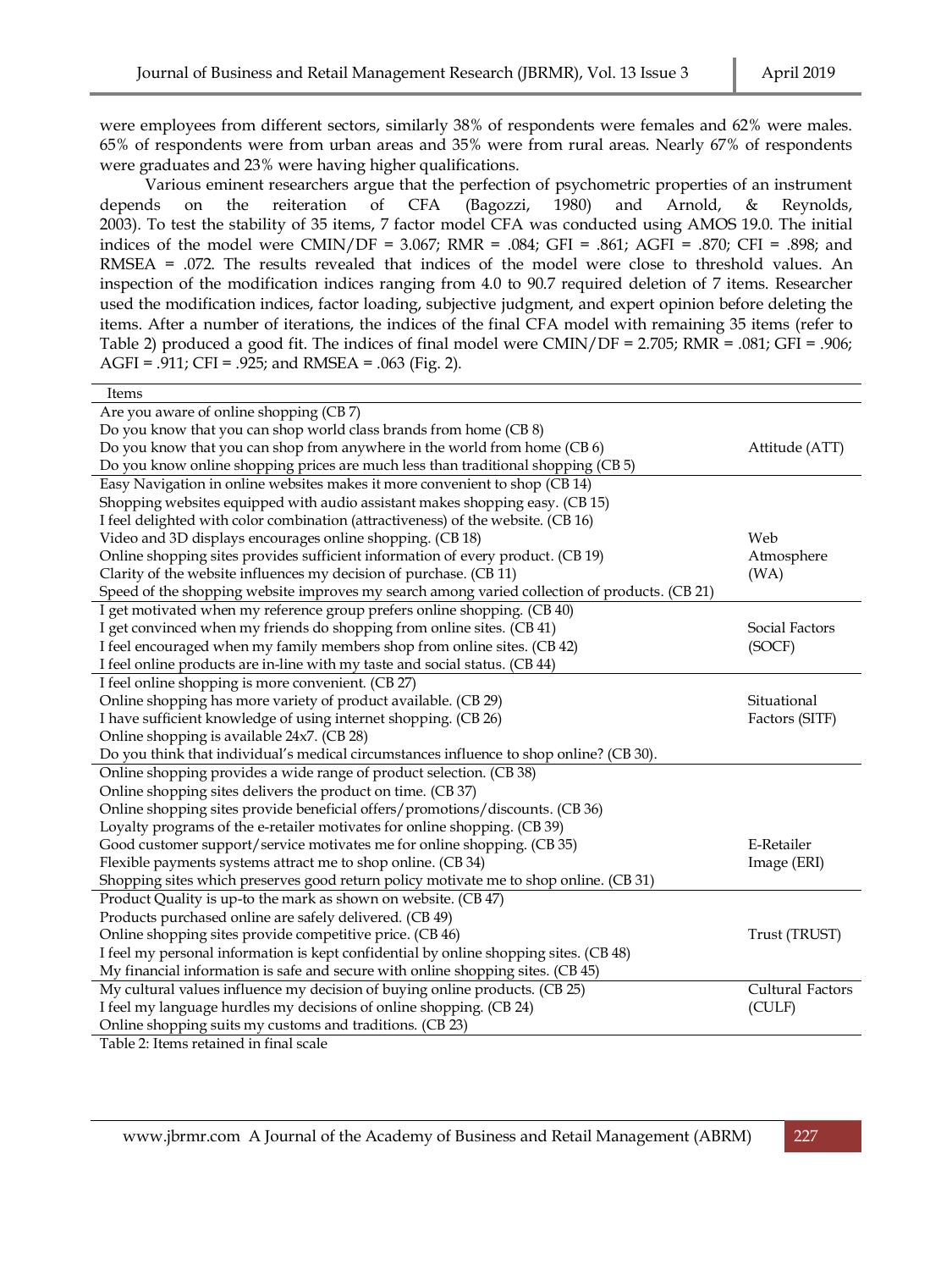were employees from different sectors, similarly 38% of respondents were females and 62% were males. 65% of respondents were from urban areas and 35% were from rural areas. Nearly 67% of respondents were graduates and 23% were having higher qualifications.

Various eminent researchers argue that the perfection of psychometric properties of an instrument depends on the reiteration of CFA (Bagozzi, 1980) and Arnold, & Reynolds, 2003). To test the stability of 35 items, 7 factor model CFA was conducted using AMOS 19.0. The initial indices of the model were CMIN/DF = 3.067; RMR = .084; GFI = .861; AGFI = .870; CFI = .898; and RMSEA = .072. The results revealed that indices of the model were close to threshold values. An inspection of the modification indices ranging from 4.0 to 90.7 required deletion of 7 items. Researcher used the modification indices, factor loading, subjective judgment, and expert opinion before deleting the items. After a number of iterations, the indices of the final CFA model with remaining 35 items (refer to Table 2) produced a good fit. The indices of final model were CMIN/DF = 2.705; RMR = .081; GFI = .906; AGFI = .911; CFI = .925; and RMSEA = .063 (Fig. 2).

| Items | |
|---|---|
| Are you aware of online shopping (CB 7) | Attitude (ATT) |
| Do you know that you can shop world class brands from home (CB 8) | |
| Do you know that you can shop from anywhere in the world from home (CB 6) | |
| Do you know online shopping prices are much less than traditional shopping (CB 5) | |
| Easy Navigation in online websites makes it more convenient to shop (CB 14) | Web Atmosphere (WA) |
| Shopping websites equipped with audio assistant makes shopping easy. (CB 15) | |
| I feel delighted with color combination (attractiveness) of the website. (CB 16) | |
| Video and 3D displays encourages online shopping. (CB 18) | |
| Online shopping sites provides sufficient information of every product. (CB 19) | |
| Clarity of the website influences my decision of purchase. (CB 11) | |
| Speed of the shopping website improves my search among varied collection of products. (CB 21) | |
| I get motivated when my reference group prefers online shopping. (CB 40) | Social Factors (SOCF) |
| I get convinced when my friends do shopping from online sites. (CB 41) | |
| I feel encouraged when my family members shop from online sites. (CB 42) | |
| I feel online products are in-line with my taste and social status. (CB 44) | |
| I feel online shopping is more convenient. (CB 27) | Situational Factors (SITF) |
| Online shopping has more variety of product available. (CB 29) | |
| I have sufficient knowledge of using internet shopping. (CB 26) | |
| Online shopping is available 24x7. (CB 28) | |
| Do you think that individual's medical circumstances influence to shop online? (CB 30). | |
| Online shopping provides a wide range of product selection. (CB 38) | E-Retailer Image (ERI) |
| Online shopping sites delivers the product on time. (CB 37) | |
| Online shopping sites provide beneficial offers/promotions/discounts. (CB 36) | |
| Loyalty programs of the e-retailer motivates for online shopping. (CB 39) | |
| Good customer support/service motivates me for online shopping. (CB 35) | |
| Flexible payments systems attract me to shop online. (CB 34) | |
| Shopping sites which preserves good return policy motivate me to shop online. (CB 31) | |
| Product Quality is up-to the mark as shown on website. (CB 47) | Trust (TRUST) |
| Products purchased online are safely delivered. (CB 49) | |
| Online shopping sites provide competitive price. (CB 46) | |
| I feel my personal information is kept confidential by online shopping sites. (CB 48) | |
| My financial information is safe and secure with online shopping sites. (CB 45) | |
| My cultural values influence my decision of buying online products. (CB 25) | Cultural Factors (CULF) |
| I feel my language hurdles my decisions of online shopping. (CB 24) | |
| Online shopping suits my customs and traditions. (CB 23) | |

Table 2: Items retained in final scale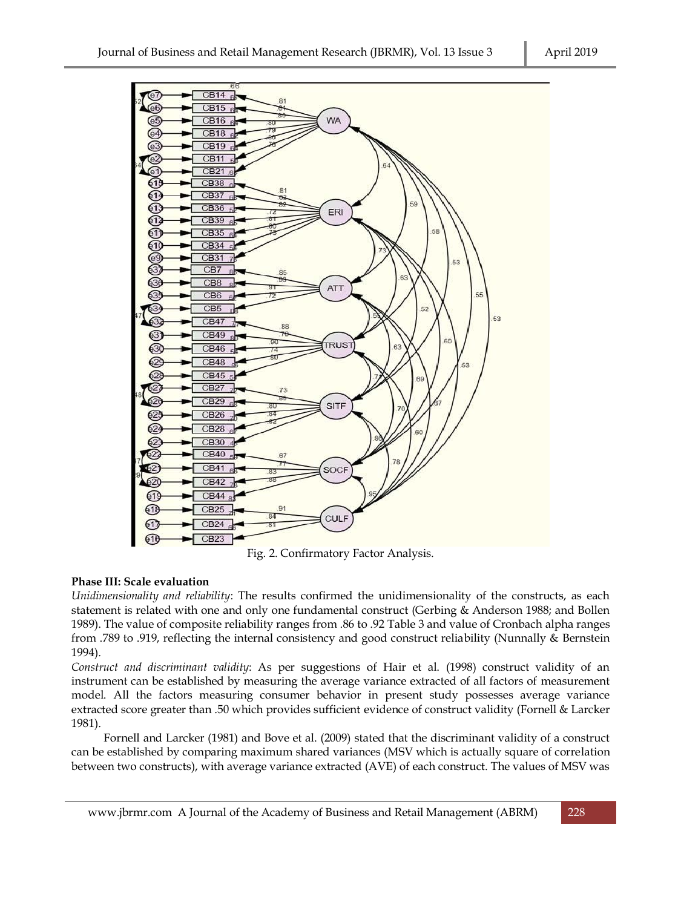Fig. 2. Confirmatory Factor Analysis.

**Phase III: Scale evaluation**

*Unidimensionality and reliability*: The results confirmed the unidimensionality of the constructs, as each statement is related with one and only one fundamental construct (Gerbing & Anderson 1988; and Bollen 1989). The value of composite reliability ranges from .86 to .92 Table 3 and value of Cronbach alpha ranges from .789 to .919, reflecting the internal consistency and good construct reliability (Nunnally & Bernstein 1994).

*Construct and discriminant validity*: As per suggestions of Hair et al. (1998) construct validity of an instrument can be established by measuring the average variance extracted of all factors of measurement model. All the factors measuring consumer behavior in present study possesses average variance extracted score greater than .50 which provides sufficient evidence of construct validity (Fornell & Larcker 1981).

Fornell and Larcker (1981) and Bove et al. (2009) stated that the discriminant validity of a construct can be established by comparing maximum shared variances (MSV which is actually square of correlation between two constructs), with average variance extracted (AVE) of each construct. The values of MSV was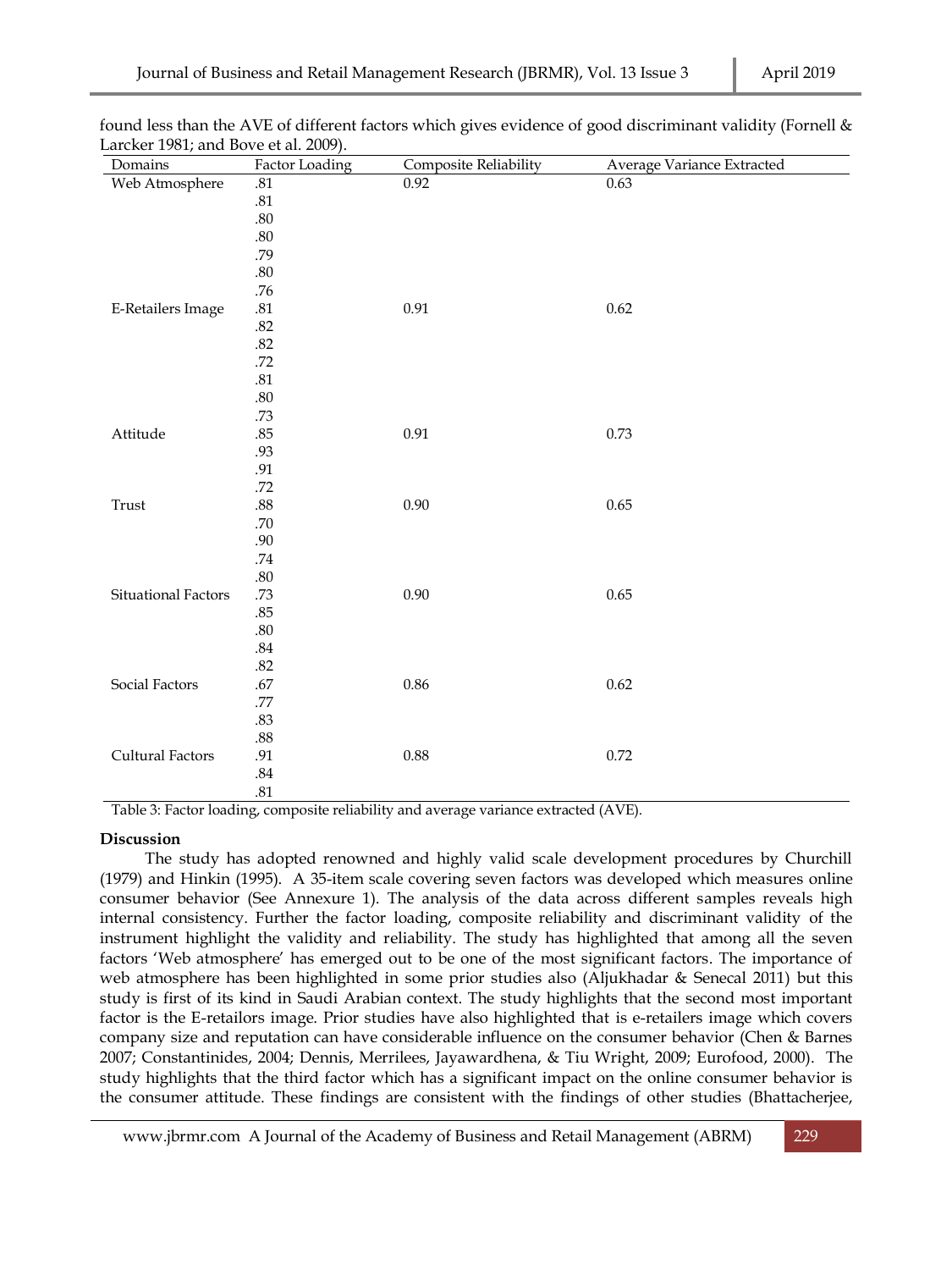found less than the AVE of different factors which gives evidence of good discriminant validity (Fornell & Larcker 1981; and Bove et al. 2009).

| Domains | Factor Loading | Composite Reliability | Average Variance Extracted |
|---|---|---|---|
| Web Atmosphere | .81 | 0.92 | 0.63 |
| | .81 | | |
| | .80 | | |
| | .80 | | |
| | .79 | | |
| | .80 | | |
| | .76 | | |
| E-Retailers Image | .81 | 0.91 | 0.62 |
| | .82 | | |
| | .82 | | |
| | .72 | | |
| | .81 | | |
| | .80 | | |
| | .73 | | |
| Attitude | .85 | 0.91 | 0.73 |
| | .93 | | |
| | .91 | | |
| | .72 | | |
| Trust | .88 | 0.90 | 0.65 |
| | .70 | | |
| | .90 | | |
| | .74 | | |
| | .80 | | |
| Situational Factors | .73 | 0.90 | 0.65 |
| | .85 | | |
| | .80 | | |
| | .84 | | |
| | .82 | | |
| Social Factors | .67 | 0.86 | 0.62 |
| | .77 | | |
| | .83 | | |
| | .88 | | |
| Cultural Factors | .91 | 0.88 | 0.72 |
| | .84 | | |
| | .81 | | |

Table 3: Factor loading, composite reliability and average variance extracted (AVE).

**Discussion**

The study has adopted renowned and highly valid scale development procedures by Churchill (1979) and Hinkin (1995). A 35-item scale covering seven factors was developed which measures online consumer behavior (See Annexure 1). The analysis of the data across different samples reveals high internal consistency. Further the factor loading, composite reliability and discriminant validity of the instrument highlight the validity and reliability. The study has highlighted that among all the seven factors 'Web atmosphere' has emerged out to be one of the most significant factors. The importance of web atmosphere has been highlighted in some prior studies also (Aljukhadar & Senecal 2011) but this study is first of its kind in Saudi Arabian context. The study highlights that the second most important factor is the E-retailors image. Prior studies have also highlighted that is e-retailers image which covers company size and reputation can have considerable influence on the consumer behavior (Chen & Barnes 2007; Constantinides, 2004; Dennis, Merrilees, Jayawardhena, & Tiu Wright, 2009; Eurofood, 2000). The study highlights that the third factor which has a significant impact on the online consumer behavior is the consumer attitude. These findings are consistent with the findings of other studies (Bhattacherjee,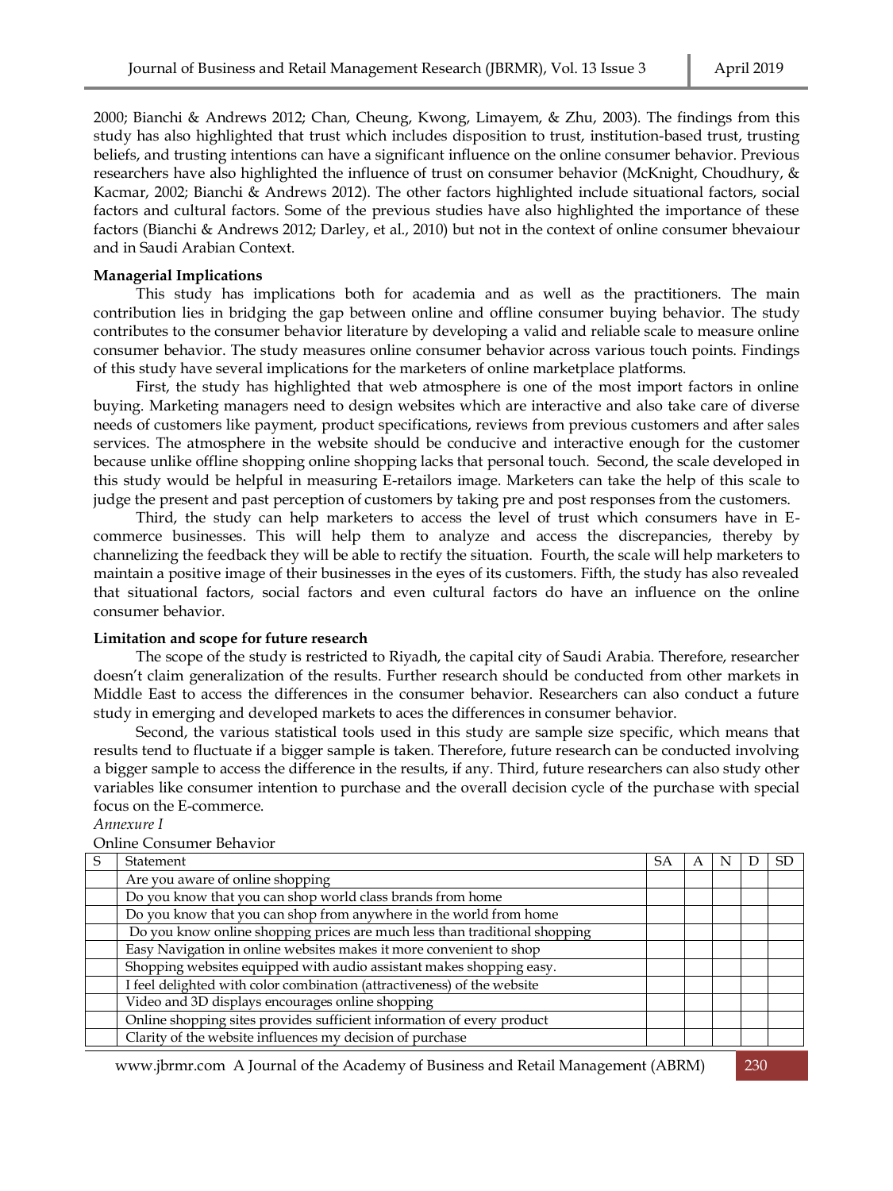2000; Bianchi & Andrews 2012; Chan, Cheung, Kwong, Limayem, & Zhu, 2003). The findings from this study has also highlighted that trust which includes disposition to trust, institution-based trust, trusting beliefs, and trusting intentions can have a significant influence on the online consumer behavior. Previous researchers have also highlighted the influence of trust on consumer behavior (McKnight, Choudhury, & Kacmar, 2002; Bianchi & Andrews 2012). The other factors highlighted include situational factors, social factors and cultural factors. Some of the previous studies have also highlighted the importance of these factors (Bianchi & Andrews 2012; Darley, et al., 2010) but not in the context of online consumer bhevaiour and in Saudi Arabian Context.

**Managerial Implications**

This study has implications both for academia and as well as the practitioners. The main contribution lies in bridging the gap between online and offline consumer buying behavior. The study contributes to the consumer behavior literature by developing a valid and reliable scale to measure online consumer behavior. The study measures online consumer behavior across various touch points. Findings of this study have several implications for the marketers of online marketplace platforms.

First, the study has highlighted that web atmosphere is one of the most import factors in online buying. Marketing managers need to design websites which are interactive and also take care of diverse needs of customers like payment, product specifications, reviews from previous customers and after sales services. The atmosphere in the website should be conducive and interactive enough for the customer because unlike offline shopping online shopping lacks that personal touch. Second, the scale developed in this study would be helpful in measuring E-retailors image. Marketers can take the help of this scale to judge the present and past perception of customers by taking pre and post responses from the customers.

Third, the study can help marketers to access the level of trust which consumers have in E-commerce businesses. This will help them to analyze and access the discrepancies, thereby by channelizing the feedback they will be able to rectify the situation. Fourth, the scale will help marketers to maintain a positive image of their businesses in the eyes of its customers. Fifth, the study has also revealed that situational factors, social factors and even cultural factors do have an influence on the online consumer behavior.

**Limitation and scope for future research**

The scope of the study is restricted to Riyadh, the capital city of Saudi Arabia. Therefore, researcher doesn't claim generalization of the results. Further research should be conducted from other markets in Middle East to access the differences in the consumer behavior. Researchers can also conduct a future study in emerging and developed markets to aces the differences in consumer behavior.

Second, the various statistical tools used in this study are sample size specific, which means that results tend to fluctuate if a bigger sample is taken. Therefore, future research can be conducted involving a bigger sample to access the difference in the results, if any. Third, future researchers can also study other variables like consumer intention to purchase and the overall decision cycle of the purchase with special focus on the E-commerce.

*Annexure I*

Online Consumer Behavior

| S | Statement | SA | A | N | D | SD |
|---|---|---|---|---|---|---|
| | Are you aware of online shopping | | | | | |
| | Do you know that you can shop world class brands from home | | | | | |
| | Do you know that you can shop from anywhere in the world from home | | | | | |
| | Do you know online shopping prices are much less than traditional shopping | | | | | |
| | Easy Navigation in online websites makes it more convenient to shop | | | | | |
| | Shopping websites equipped with audio assistant makes shopping easy. | | | | | |
| | I feel delighted with color combination (attractiveness) of the website | | | | | |
| | Video and 3D displays encourages online shopping | | | | | |
| | Online shopping sites provides sufficient information of every product | | | | | |
| | Clarity of the website influences my decision of purchase | | | | | |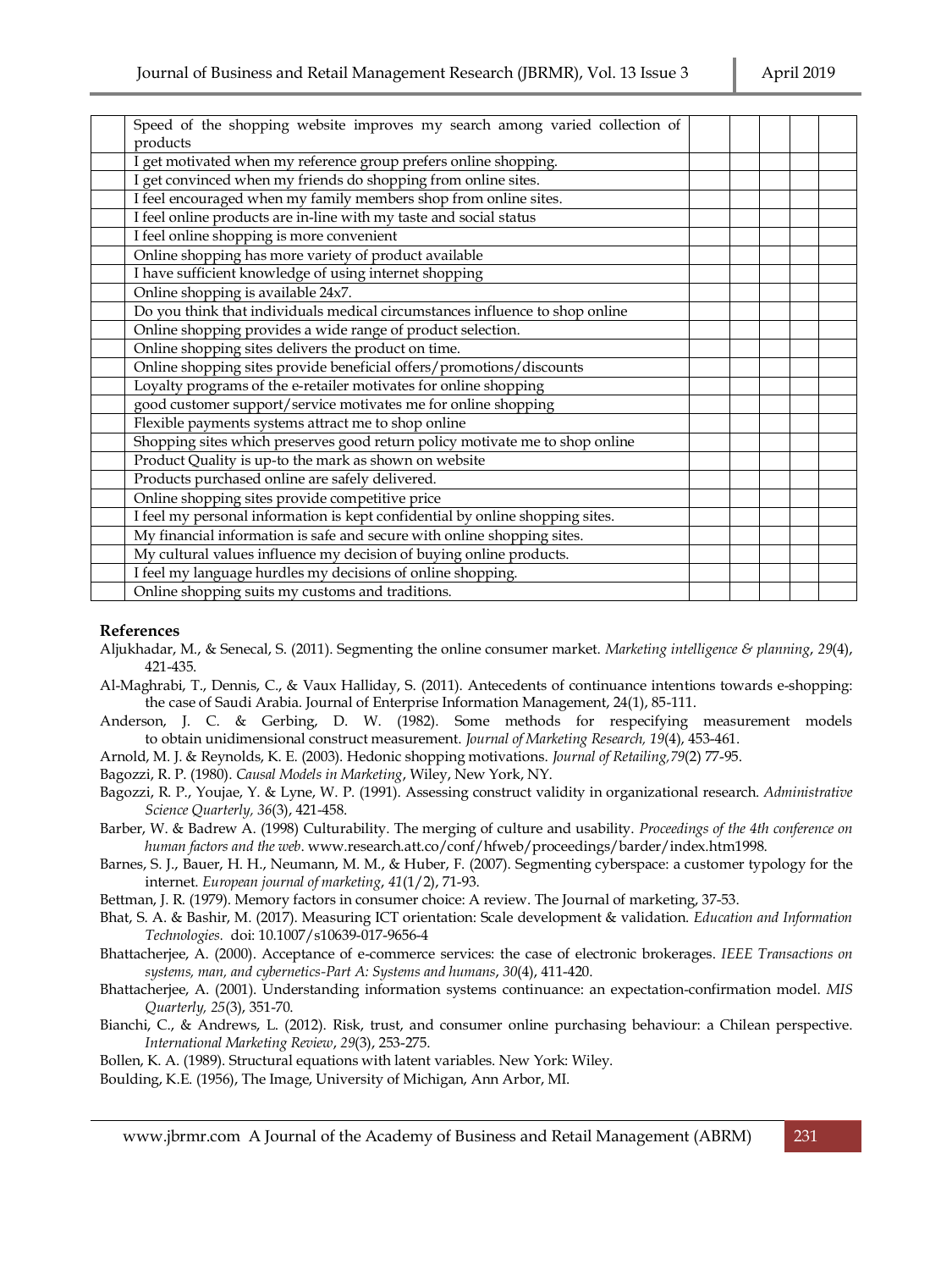| | | | | | | |
|---|---|---|---|---|---|---|
| | Speed of the shopping website improves my search among varied collection of products | | | | | |
| | I get motivated when my reference group prefers online shopping. | | | | | |
| | I get convinced when my friends do shopping from online sites. | | | | | |
| | I feel encouraged when my family members shop from online sites. | | | | | |
| | I feel online products are in-line with my taste and social status | | | | | |
| | I feel online shopping is more convenient | | | | | |
| | Online shopping has more variety of product available | | | | | |
| | I have sufficient knowledge of using internet shopping | | | | | |
| | Online shopping is available 24x7. | | | | | |
| | Do you think that individuals medical circumstances influence to shop online | | | | | |
| | Online shopping provides a wide range of product selection. | | | | | |
| | Online shopping sites delivers the product on time. | | | | | |
| | Online shopping sites provide beneficial offers/promotions/discounts | | | | | |
| | Loyalty programs of the e-retailer motivates for online shopping | | | | | |
| | good customer support/service motivates me for online shopping | | | | | |
| | Flexible payments systems attract me to shop online | | | | | |
| | Shopping sites which preserves good return policy motivate me to shop online | | | | | |
| | Product Quality is up-to the mark as shown on website | | | | | |
| | Products purchased online are safely delivered. | | | | | |
| | Online shopping sites provide competitive price | | | | | |
| | I feel my personal information is kept confidential by online shopping sites. | | | | | |
| | My financial information is safe and secure with online shopping sites. | | | | | |
| | My cultural values influence my decision of buying online products. | | | | | |
| | I feel my language hurdles my decisions of online shopping. | | | | | |
| | Online shopping suits my customs and traditions. | | | | | |

## References

Aljukhadar, M., & Senecal, S. (2011). Segmenting the online consumer market. *Marketing intelligence & planning*, *29*(4), 421-435.

Al-Maghrabi, T., Dennis, C., & Vaux Halliday, S. (2011). Antecedents of continuance intentions towards e-shopping: the case of Saudi Arabia. Journal of Enterprise Information Management, 24(1), 85-111.

Anderson, J. C. & Gerbing, D. W. (1982). Some methods for respecifying measurement models to obtain unidimensional construct measurement. *Journal of Marketing Research, 19*(4), 453-461.

Arnold, M. J. & Reynolds, K. E. (2003). Hedonic shopping motivations. *Journal of Retailing,79*(2) 77-95.

Bagozzi, R. P. (1980). *Causal Models in Marketing*, Wiley, New York, NY.

Bagozzi, R. P., Youjae, Y. & Lyne, W. P. (1991). Assessing construct validity in organizational research. *Administrative Science Quarterly, 36*(3), 421-458.

Barber, W. & Badrew A. (1998) Culturability. The merging of culture and usability. *Proceedings of the 4th conference on human factors and the web*. www.research.att.co/conf/hfweb/proceedings/barder/index.htm1998.

Barnes, S. J., Bauer, H. H., Neumann, M. M., & Huber, F. (2007). Segmenting cyberspace: a customer typology for the internet. *European journal of marketing*, *41*(1/2), 71-93.

Bettman, J. R. (1979). Memory factors in consumer choice: A review. The Journal of marketing, 37-53.

Bhat, S. A. & Bashir, M. (2017). Measuring ICT orientation: Scale development & validation. *Education and Information Technologies.* doi: 10.1007/s10639-017-9656-4

Bhattacherjee, A. (2000). Acceptance of e-commerce services: the case of electronic brokerages. *IEEE Transactions on systems, man, and cybernetics-Part A: Systems and humans*, *30*(4), 411-420.

Bhattacherjee, A. (2001). Understanding information systems continuance: an expectation-confirmation model. *MIS Quarterly, 25*(3), 351-70.

Bianchi, C., & Andrews, L. (2012). Risk, trust, and consumer online purchasing behaviour: a Chilean perspective. *International Marketing Review*, *29*(3), 253-275.

Bollen, K. A. (1989). Structural equations with latent variables. New York: Wiley.

Boulding, K.E. (1956), The Image, University of Michigan, Ann Arbor, MI.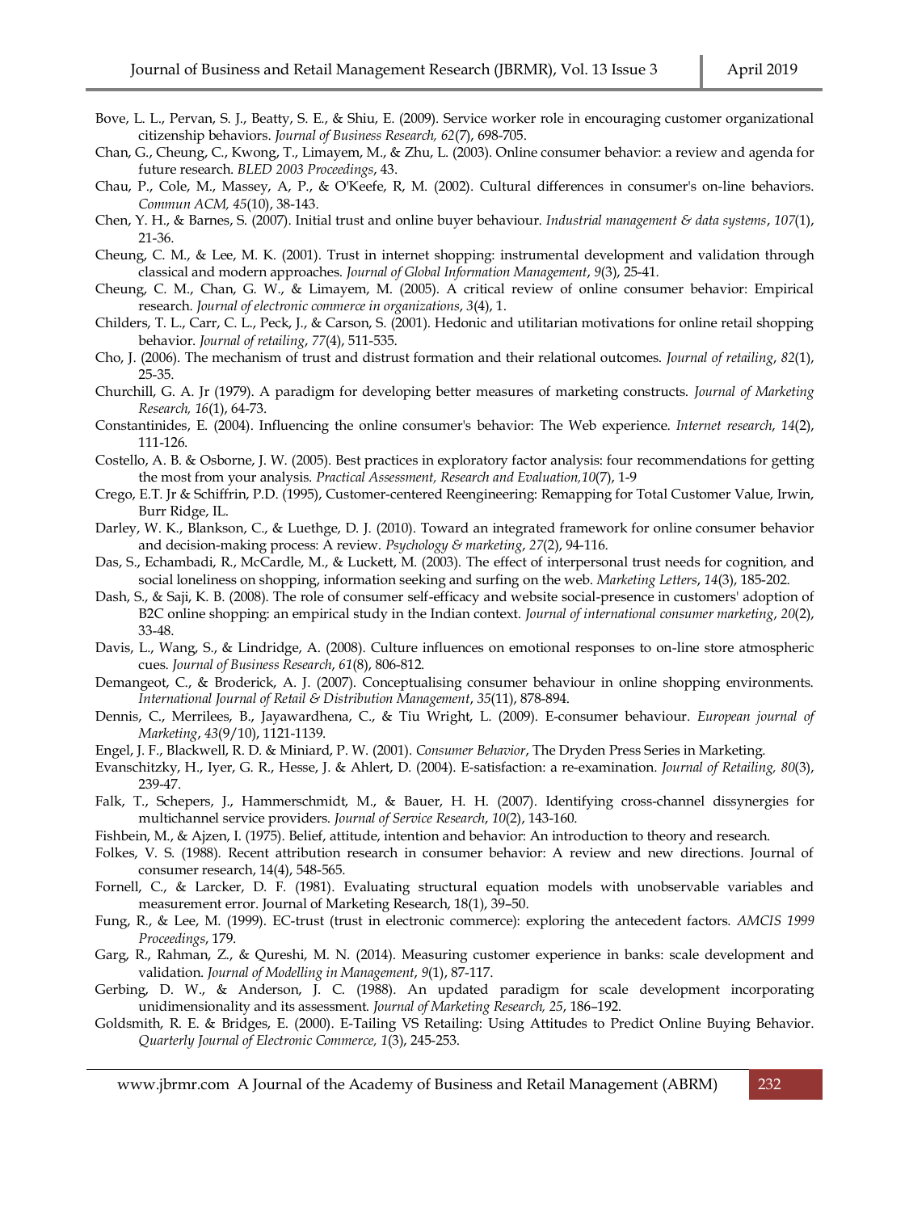Bove, L. L., Pervan, S. J., Beatty, S. E., & Shiu, E. (2009). Service worker role in encouraging customer organizational citizenship behaviors. *Journal of Business Research, 62*(7), 698-705.

Chan, G., Cheung, C., Kwong, T., Limayem, M., & Zhu, L. (2003). Online consumer behavior: a review and agenda for future research. *BLED 2003 Proceedings*, 43.

Chau, P., Cole, M., Massey, A, P., & O'Keefe, R, M. (2002). Cultural differences in consumer's on-line behaviors. *Commun ACM, 45*(10), 38-143.

Chen, Y. H., & Barnes, S. (2007). Initial trust and online buyer behaviour. *Industrial management & data systems*, *107*(1), 21-36.

Cheung, C. M., & Lee, M. K. (2001). Trust in internet shopping: instrumental development and validation through classical and modern approaches. *Journal of Global Information Management*, *9*(3), 25-41.

Cheung, C. M., Chan, G. W., & Limayem, M. (2005). A critical review of online consumer behavior: Empirical research. *Journal of electronic commerce in organizations*, *3*(4), 1.

Childers, T. L., Carr, C. L., Peck, J., & Carson, S. (2001). Hedonic and utilitarian motivations for online retail shopping behavior. *Journal of retailing*, *77*(4), 511-535.

Cho, J. (2006). The mechanism of trust and distrust formation and their relational outcomes. *Journal of retailing*, *82*(1), 25-35.

Churchill, G. A. Jr (1979). A paradigm for developing better measures of marketing constructs. *Journal of Marketing Research, 16*(1), 64-73.

Constantinides, E. (2004). Influencing the online consumer's behavior: The Web experience. *Internet research*, *14*(2), 111-126.

Costello, A. B. & Osborne, J. W. (2005). Best practices in exploratory factor analysis: four recommendations for getting the most from your analysis. *Practical Assessment, Research and Evaluation,10*(7), 1-9

Crego, E.T. Jr & Schiffrin, P.D. (1995), Customer-centered Reengineering: Remapping for Total Customer Value, Irwin, Burr Ridge, IL.

Darley, W. K., Blankson, C., & Luethge, D. J. (2010). Toward an integrated framework for online consumer behavior and decision-making process: A review. *Psychology & marketing*, *27*(2), 94-116.

Das, S., Echambadi, R., McCardle, M., & Luckett, M. (2003). The effect of interpersonal trust needs for cognition, and social loneliness on shopping, information seeking and surfing on the web. *Marketing Letters*, *14*(3), 185-202.

Dash, S., & Saji, K. B. (2008). The role of consumer self-efficacy and website social-presence in customers' adoption of B2C online shopping: an empirical study in the Indian context. *Journal of international consumer marketing*, *20*(2), 33-48.

Davis, L., Wang, S., & Lindridge, A. (2008). Culture influences on emotional responses to on-line store atmospheric cues. *Journal of Business Research*, *61*(8), 806-812.

Demangeot, C., & Broderick, A. J. (2007). Conceptualising consumer behaviour in online shopping environments. *International Journal of Retail & Distribution Management*, *35*(11), 878-894.

Dennis, C., Merrilees, B., Jayawardhena, C., & Tiu Wright, L. (2009). E-consumer behaviour. *European journal of Marketing*, *43*(9/10), 1121-1139.

Engel, J. F., Blackwell, R. D. & Miniard, P. W. (2001). *Consumer Behavior*, The Dryden Press Series in Marketing.

Evanschitzky, H., Iyer, G. R., Hesse, J. & Ahlert, D. (2004). E-satisfaction: a re-examination. *Journal of Retailing, 80*(3), 239-47.

Falk, T., Schepers, J., Hammerschmidt, M., & Bauer, H. H. (2007). Identifying cross-channel dissynergies for multichannel service providers. *Journal of Service Research*, *10*(2), 143-160.

Fishbein, M., & Ajzen, I. (1975). Belief, attitude, intention and behavior: An introduction to theory and research.

Folkes, V. S. (1988). Recent attribution research in consumer behavior: A review and new directions. Journal of consumer research, 14(4), 548-565.

Fornell, C., & Larcker, D. F. (1981). Evaluating structural equation models with unobservable variables and measurement error. Journal of Marketing Research, 18(1), 39–50.

Fung, R., & Lee, M. (1999). EC-trust (trust in electronic commerce): exploring the antecedent factors. *AMCIS 1999 Proceedings*, 179.

Garg, R., Rahman, Z., & Qureshi, M. N. (2014). Measuring customer experience in banks: scale development and validation. *Journal of Modelling in Management*, *9*(1), 87-117.

Gerbing, D. W., & Anderson, J. C. (1988). An updated paradigm for scale development incorporating unidimensionality and its assessment. *Journal of Marketing Research, 25*, 186–192.

Goldsmith, R. E. & Bridges, E. (2000). E-Tailing VS Retailing: Using Attitudes to Predict Online Buying Behavior. *Quarterly Journal of Electronic Commerce, 1*(3), 245-253.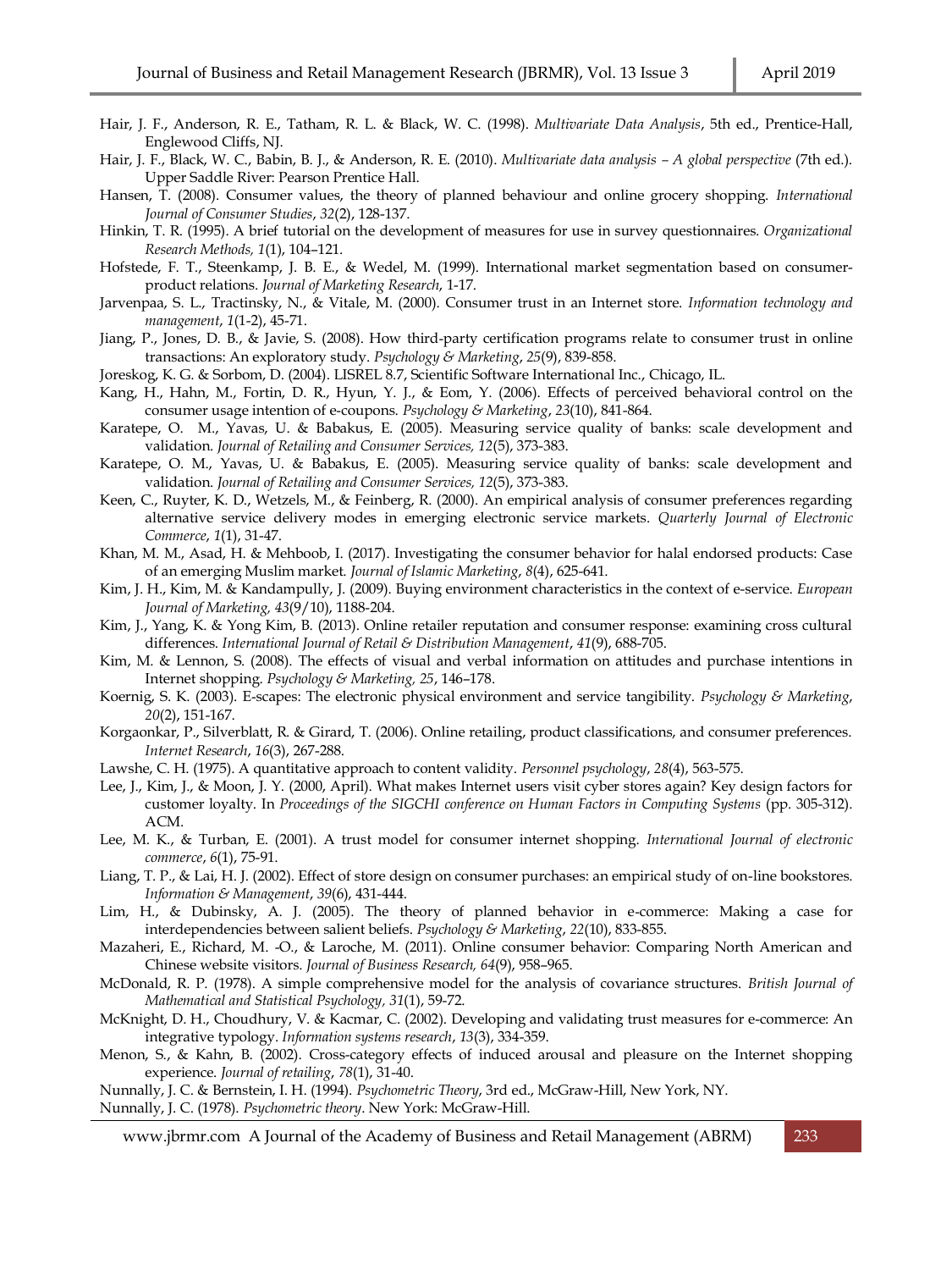Hair, J. F., Anderson, R. E., Tatham, R. L. & Black, W. C. (1998). *Multivariate Data Analysis*, 5th ed., Prentice-Hall, Englewood Cliffs, NJ.

Hair, J. F., Black, W. C., Babin, B. J., & Anderson, R. E. (2010). *Multivariate data analysis – A global perspective* (7th ed.). Upper Saddle River: Pearson Prentice Hall.

Hansen, T. (2008). Consumer values, the theory of planned behaviour and online grocery shopping. *International Journal of Consumer Studies*, *32*(2), 128-137.

Hinkin, T. R. (1995). A brief tutorial on the development of measures for use in survey questionnaires. *Organizational Research Methods, 1*(1), 104–121.

Hofstede, F. T., Steenkamp, J. B. E., & Wedel, M. (1999). International market segmentation based on consumer-product relations. *Journal of Marketing Research*, 1-17.

Jarvenpaa, S. L., Tractinsky, N., & Vitale, M. (2000). Consumer trust in an Internet store. *Information technology and management*, *1*(1-2), 45-71.

Jiang, P., Jones, D. B., & Javie, S. (2008). How third‐party certification programs relate to consumer trust in online transactions: An exploratory study. *Psychology & Marketing*, *25*(9), 839-858.

Joreskog, K. G. & Sorbom, D. (2004). LISREL 8.7, Scientific Software International Inc., Chicago, IL.

Kang, H., Hahn, M., Fortin, D. R., Hyun, Y. J., & Eom, Y. (2006). Effects of perceived behavioral control on the consumer usage intention of e‐coupons. *Psychology & Marketing*, *23*(10), 841-864.

Karatepe, O. M., Yavas, U. & Babakus, E. (2005). Measuring service quality of banks: scale development and validation. *Journal of Retailing and Consumer Services, 12*(5), 373-383.

Karatepe, O. M., Yavas, U. & Babakus, E. (2005). Measuring service quality of banks: scale development and validation. *Journal of Retailing and Consumer Services, 12*(5), 373-383.

Keen, C., Ruyter, K. D., Wetzels, M., & Feinberg, R. (2000). An empirical analysis of consumer preferences regarding alternative service delivery modes in emerging electronic service markets. *Quarterly Journal of Electronic Commerce*, *1*(1), 31-47.

Khan, M. M., Asad, H. & Mehboob, I. (2017). Investigating the consumer behavior for halal endorsed products: Case of an emerging Muslim market. *Journal of Islamic Marketing*, *8*(4), 625-641.

Kim, J. H., Kim, M. & Kandampully, J. (2009). Buying environment characteristics in the context of e-service. *European Journal of Marketing, 43*(9/10), 1188-204.

Kim, J., Yang, K. & Yong Kim, B. (2013). Online retailer reputation and consumer response: examining cross cultural differences. *International Journal of Retail & Distribution Management*, *41*(9), 688-705.

Kim, M. & Lennon, S. (2008). The effects of visual and verbal information on attitudes and purchase intentions in Internet shopping. *Psychology & Marketing, 25*, 146–178.

Koernig, S. K. (2003). E‐scapes: The electronic physical environment and service tangibility. *Psychology & Marketing*, *20*(2), 151-167.

Korgaonkar, P., Silverblatt, R. & Girard, T. (2006). Online retailing, product classifications, and consumer preferences. *Internet Research*, *16*(3), 267-288.

Lawshe, C. H. (1975). A quantitative approach to content validity. *Personnel psychology*, *28*(4), 563-575.

Lee, J., Kim, J., & Moon, J. Y. (2000, April). What makes Internet users visit cyber stores again? Key design factors for customer loyalty. In *Proceedings of the SIGCHI conference on Human Factors in Computing Systems* (pp. 305-312). ACM.

Lee, M. K., & Turban, E. (2001). A trust model for consumer internet shopping. *International Journal of electronic commerce*, *6*(1), 75-91.

Liang, T. P., & Lai, H. J. (2002). Effect of store design on consumer purchases: an empirical study of on-line bookstores. *Information & Management*, *39*(6), 431-444.

Lim, H., & Dubinsky, A. J. (2005). The theory of planned behavior in e‐commerce: Making a case for interdependencies between salient beliefs. *Psychology & Marketing*, *22*(10), 833-855.

Mazaheri, E., Richard, M. -O., & Laroche, M. (2011). Online consumer behavior: Comparing North American and Chinese website visitors. *Journal of Business Research, 64*(9), 958–965.

McDonald, R. P. (1978). A simple comprehensive model for the analysis of covariance structures. *British Journal of Mathematical and Statistical Psychology, 31*(1), 59-72.

McKnight, D. H., Choudhury, V. & Kacmar, C. (2002). Developing and validating trust measures for e-commerce: An integrative typology. *Information systems research*, *13*(3), 334-359.

Menon, S., & Kahn, B. (2002). Cross-category effects of induced arousal and pleasure on the Internet shopping experience. *Journal of retailing*, *78*(1), 31-40.

Nunnally, J. C. & Bernstein, I. H. (1994). *Psychometric Theory*, 3rd ed., McGraw-Hill, New York, NY.

Nunnally, J. C. (1978). *Psychometric theory*. New York: McGraw-Hill.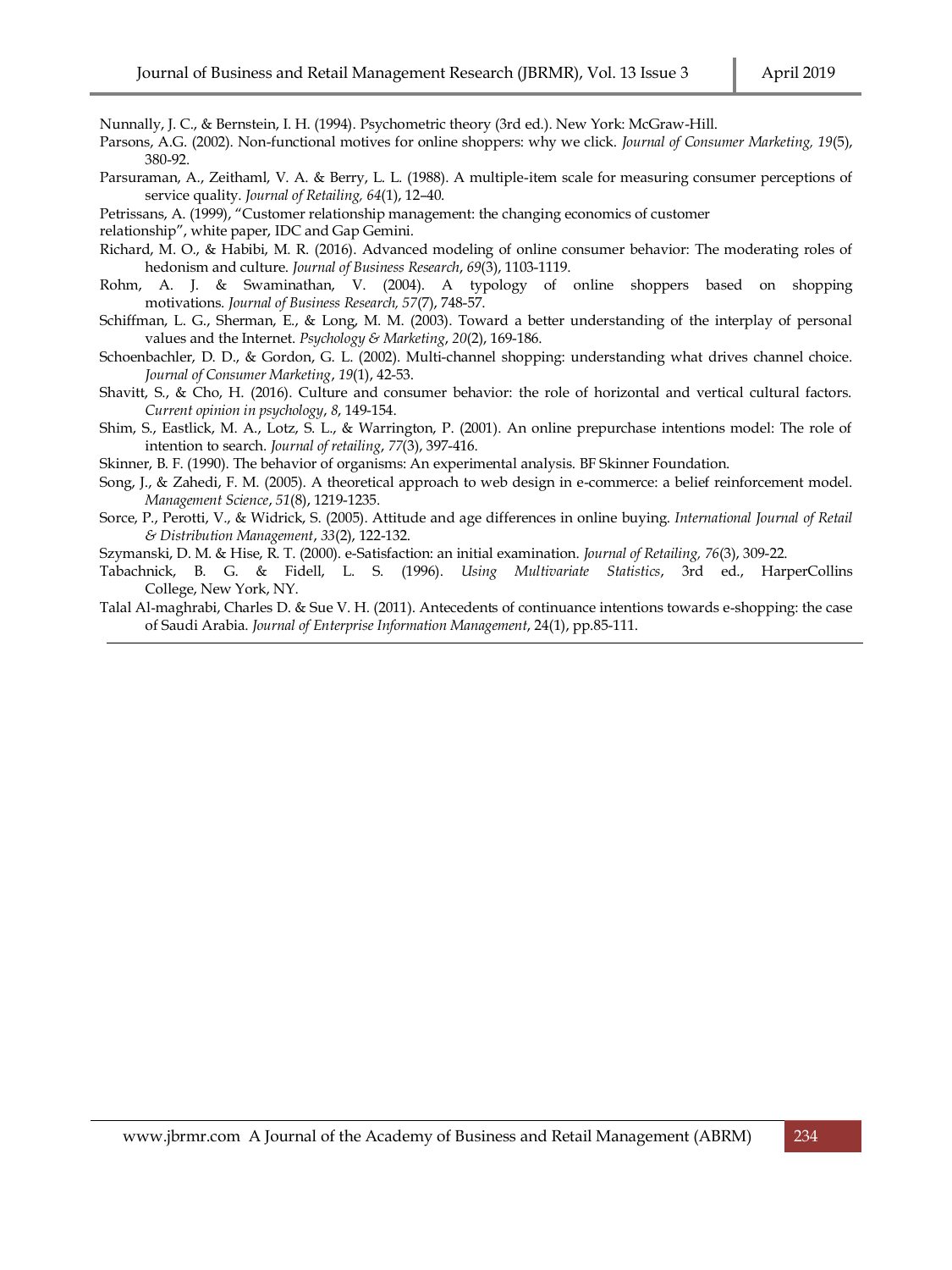Nunnally, J. C., & Bernstein, I. H. (1994). Psychometric theory (3rd ed.). New York: McGraw-Hill.

Parsons, A.G. (2002). Non-functional motives for online shoppers: why we click. *Journal of Consumer Marketing, 19*(5), 380-92.

Parsuraman, A., Zeithaml, V. A. & Berry, L. L. (1988). A multiple-item scale for measuring consumer perceptions of service quality. *Journal of Retailing, 64*(1), 12–40.

Petrissans, A. (1999), "Customer relationship management: the changing economics of customer relationship", white paper, IDC and Gap Gemini.

Richard, M. O., & Habibi, M. R. (2016). Advanced modeling of online consumer behavior: The moderating roles of hedonism and culture. *Journal of Business Research*, *69*(3), 1103-1119.

Rohm, A. J. & Swaminathan, V. (2004). A typology of online shoppers based on shopping motivations. *Journal of Business Research, 57*(7), 748-57.

Schiffman, L. G., Sherman, E., & Long, M. M. (2003). Toward a better understanding of the interplay of personal values and the Internet. *Psychology & Marketing*, *20*(2), 169-186.

Schoenbachler, D. D., & Gordon, G. L. (2002). Multi-channel shopping: understanding what drives channel choice. *Journal of Consumer Marketing*, *19*(1), 42-53.

Shavitt, S., & Cho, H. (2016). Culture and consumer behavior: the role of horizontal and vertical cultural factors. *Current opinion in psychology*, *8*, 149-154.

Shim, S., Eastlick, M. A., Lotz, S. L., & Warrington, P. (2001). An online prepurchase intentions model: The role of intention to search. *Journal of retailing*, *77*(3), 397-416.

Skinner, B. F. (1990). The behavior of organisms: An experimental analysis. BF Skinner Foundation.

Song, J., & Zahedi, F. M. (2005). A theoretical approach to web design in e-commerce: a belief reinforcement model. *Management Science*, *51*(8), 1219-1235.

Sorce, P., Perotti, V., & Widrick, S. (2005). Attitude and age differences in online buying. *International Journal of Retail & Distribution Management*, *33*(2), 122-132.

Szymanski, D. M. & Hise, R. T. (2000). e-Satisfaction: an initial examination. *Journal of Retailing, 76*(3), 309-22.

Tabachnick, B. G. & Fidell, L. S. (1996). *Using Multivariate Statistics*, 3rd ed., HarperCollins College, New York, NY.

Talal Al-maghrabi, Charles D. & Sue V. H. (2011). Antecedents of continuance intentions towards e-shopping: the case of Saudi Arabia. *Journal of Enterprise Information Management*, 24(1), pp.85-111.